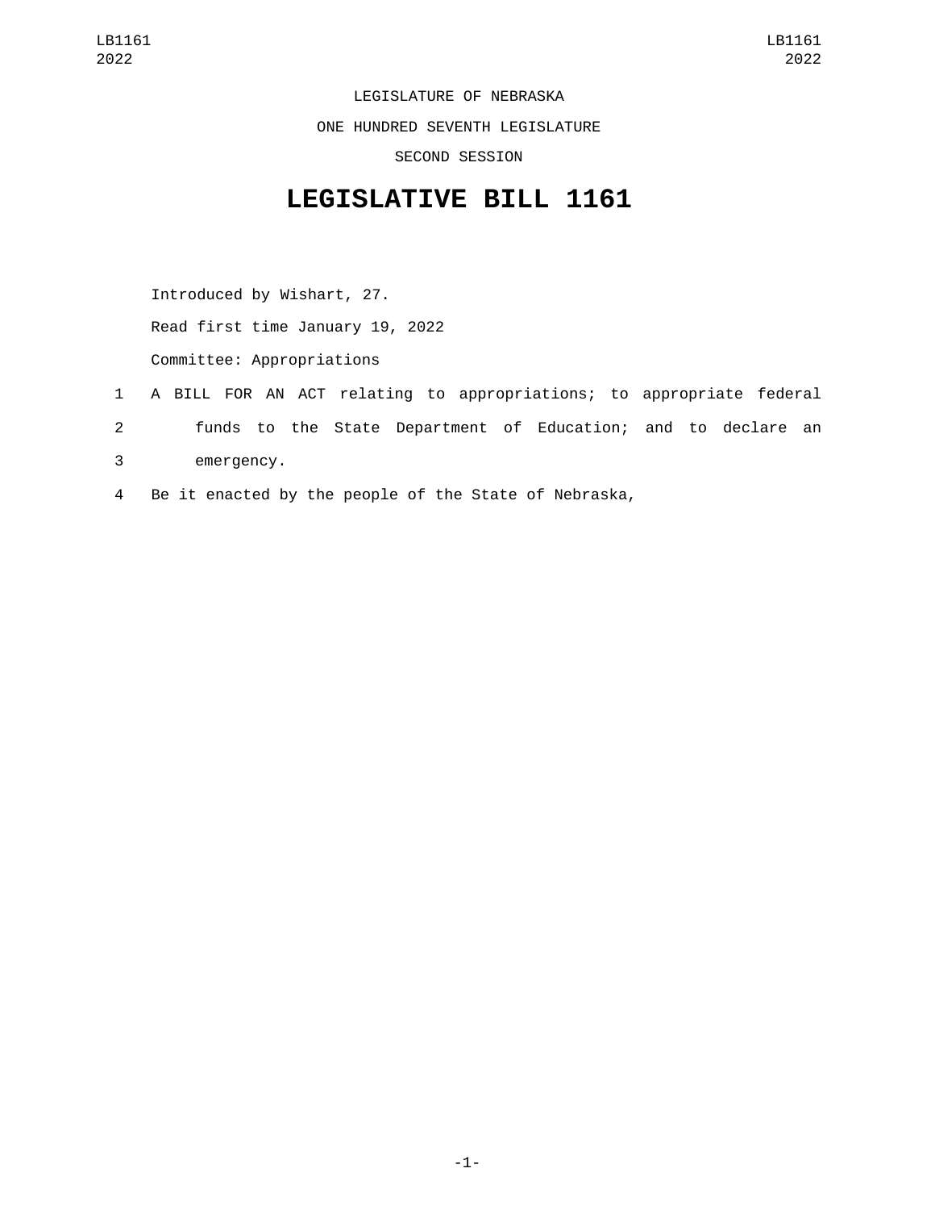LEGISLATURE OF NEBRASKA

ONE HUNDRED SEVENTH LEGISLATURE

SECOND SESSION

# LEGISLATIVE BILL 1161

Introduced by Wishart, 27.

Read first time January 19, 2022

Committee: Appropriations

1 A BILL FOR AN ACT relating to appropriations; to appropriate federal
2 funds to the State Department of Education; and to declare an
3 emergency.

4 Be it enacted by the people of the State of Nebraska,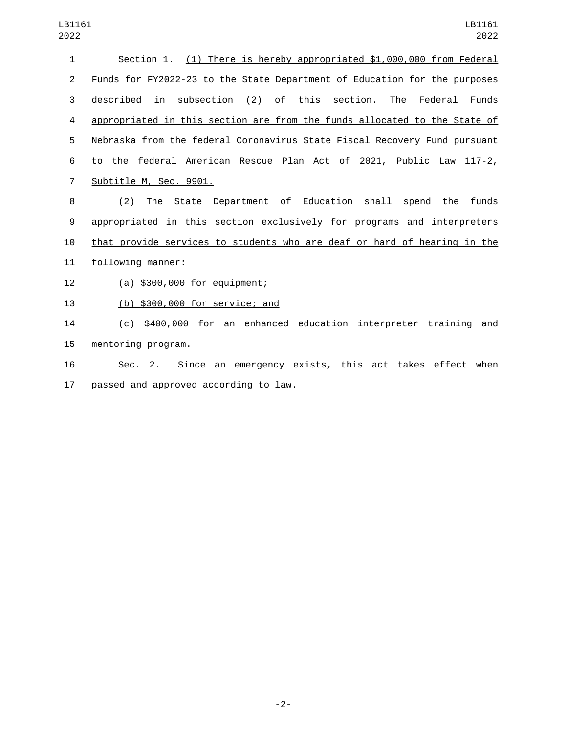Section 1. (1) There is hereby appropriated $1,000,000 from Federal Funds for FY2022-23 to the State Department of Education for the purposes described in subsection (2) of this section. The Federal Funds appropriated in this section are from the funds allocated to the State of Nebraska from the federal Coronavirus State Fiscal Recovery Fund pursuant to the federal American Rescue Plan Act of 2021, Public Law 117-2, Subtitle M, Sec. 9901.

(2) The State Department of Education shall spend the funds appropriated in this section exclusively for programs and interpreters that provide services to students who are deaf or hard of hearing in the following manner:

(a) $300,000 for equipment;

(b) $300,000 for service; and

(c) $400,000 for an enhanced education interpreter training and mentoring program.

Sec. 2. Since an emergency exists, this act takes effect when passed and approved according to law.